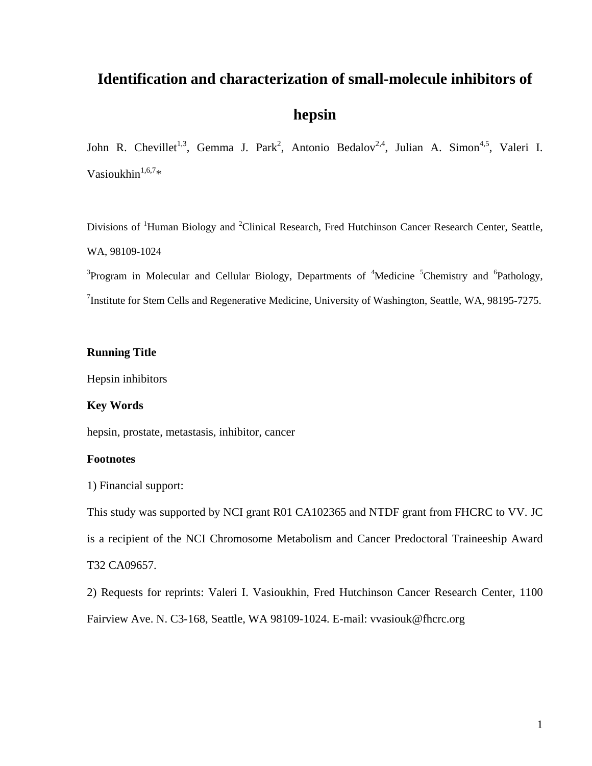# Identification and characterization of small-molecule inhibitors of hepsin

John R. Chevillet[1,3], Gemma J. Park[2], Antonio Bedalov[2,4], Julian A. Simon[4,5], Valeri I. Vasioukhin[1,6,7]*

Divisions of [1]Human Biology and [2]Clinical Research, Fred Hutchinson Cancer Research Center, Seattle, WA, 98109-1024

[3]Program in Molecular and Cellular Biology, Departments of [4]Medicine [5]Chemistry and [6]Pathology, [7]Institute for Stem Cells and Regenerative Medicine, University of Washington, Seattle, WA, 98195-7275.

**Running Title**

Hepsin inhibitors

**Key Words**

hepsin, prostate, metastasis, inhibitor, cancer

**Footnotes**

1) Financial support:

This study was supported by NCI grant R01 CA102365 and NTDF grant from FHCRC to VV. JC is a recipient of the NCI Chromosome Metabolism and Cancer Predoctoral Traineeship Award T32 CA09657.

2) Requests for reprints: Valeri I. Vasioukhin, Fred Hutchinson Cancer Research Center, 1100 Fairview Ave. N. C3-168, Seattle, WA 98109-1024. E-mail: vvasiouk@fhcrc.org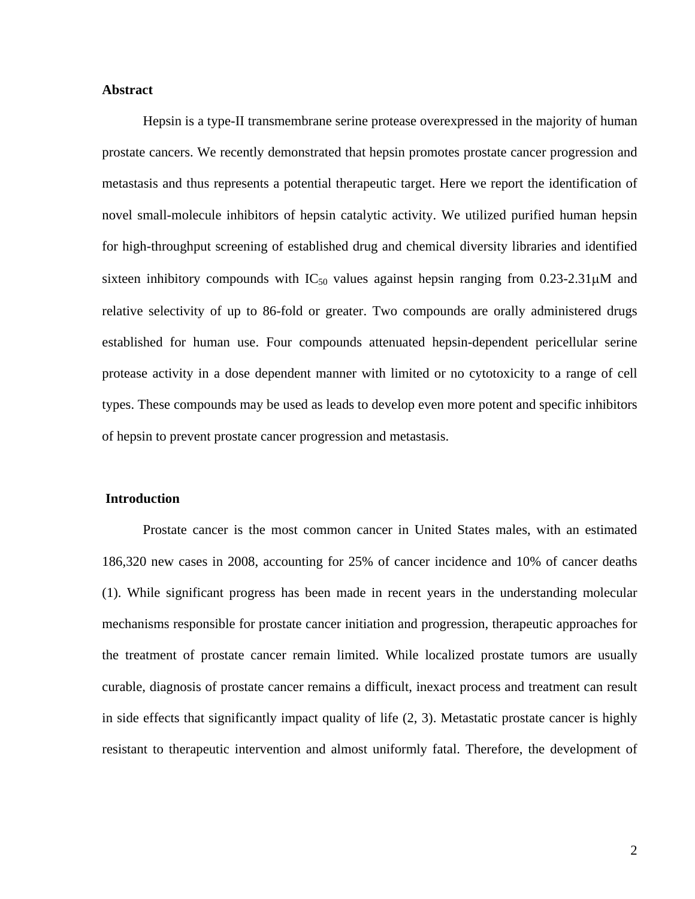## Abstract

Hepsin is a type-II transmembrane serine protease overexpressed in the majority of human prostate cancers. We recently demonstrated that hepsin promotes prostate cancer progression and metastasis and thus represents a potential therapeutic target. Here we report the identification of novel small-molecule inhibitors of hepsin catalytic activity. We utilized purified human hepsin for high-throughput screening of established drug and chemical diversity libraries and identified sixteen inhibitory compounds with $IC_{50}$ values against hepsin ranging from 0.23-2.31μM and relative selectivity of up to 86-fold or greater. Two compounds are orally administered drugs established for human use. Four compounds attenuated hepsin-dependent pericellular serine protease activity in a dose dependent manner with limited or no cytotoxicity to a range of cell types. These compounds may be used as leads to develop even more potent and specific inhibitors of hepsin to prevent prostate cancer progression and metastasis.

## Introduction

Prostate cancer is the most common cancer in United States males, with an estimated 186,320 new cases in 2008, accounting for 25% of cancer incidence and 10% of cancer deaths (1). While significant progress has been made in recent years in the understanding molecular mechanisms responsible for prostate cancer initiation and progression, therapeutic approaches for the treatment of prostate cancer remain limited. While localized prostate tumors are usually curable, diagnosis of prostate cancer remains a difficult, inexact process and treatment can result in side effects that significantly impact quality of life (2, 3). Metastatic prostate cancer is highly resistant to therapeutic intervention and almost uniformly fatal. Therefore, the development of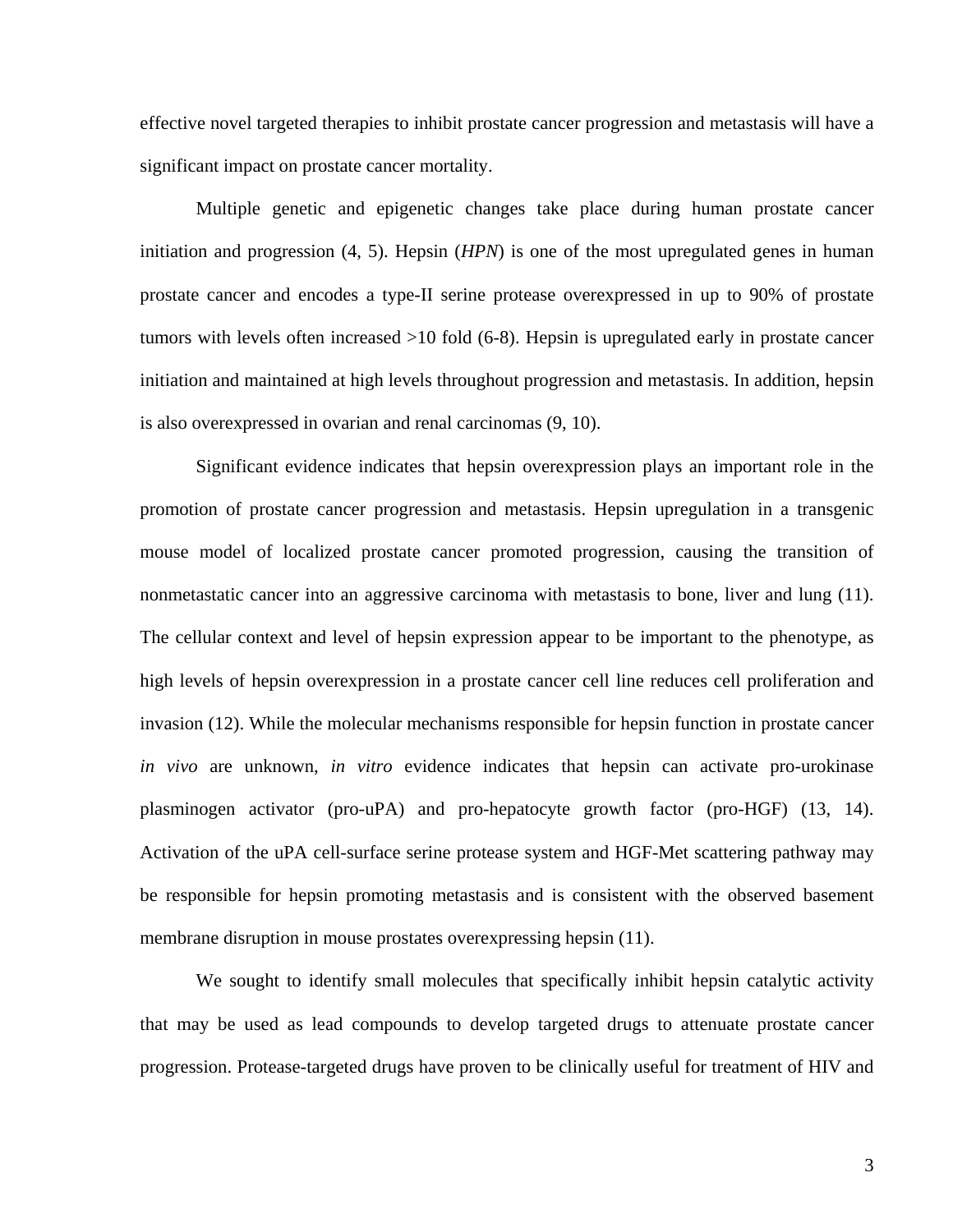effective novel targeted therapies to inhibit prostate cancer progression and metastasis will have a significant impact on prostate cancer mortality.

Multiple genetic and epigenetic changes take place during human prostate cancer initiation and progression (4, 5). Hepsin (*HPN*) is one of the most upregulated genes in human prostate cancer and encodes a type-II serine protease overexpressed in up to 90% of prostate tumors with levels often increased >10 fold (6-8). Hepsin is upregulated early in prostate cancer initiation and maintained at high levels throughout progression and metastasis. In addition, hepsin is also overexpressed in ovarian and renal carcinomas (9, 10).

Significant evidence indicates that hepsin overexpression plays an important role in the promotion of prostate cancer progression and metastasis. Hepsin upregulation in a transgenic mouse model of localized prostate cancer promoted progression, causing the transition of nonmetastatic cancer into an aggressive carcinoma with metastasis to bone, liver and lung (11). The cellular context and level of hepsin expression appear to be important to the phenotype, as high levels of hepsin overexpression in a prostate cancer cell line reduces cell proliferation and invasion (12). While the molecular mechanisms responsible for hepsin function in prostate cancer *in vivo* are unknown, *in vitro* evidence indicates that hepsin can activate pro-urokinase plasminogen activator (pro-uPA) and pro-hepatocyte growth factor (pro-HGF) (13, 14). Activation of the uPA cell-surface serine protease system and HGF-Met scattering pathway may be responsible for hepsin promoting metastasis and is consistent with the observed basement membrane disruption in mouse prostates overexpressing hepsin (11).

We sought to identify small molecules that specifically inhibit hepsin catalytic activity that may be used as lead compounds to develop targeted drugs to attenuate prostate cancer progression. Protease-targeted drugs have proven to be clinically useful for treatment of HIV and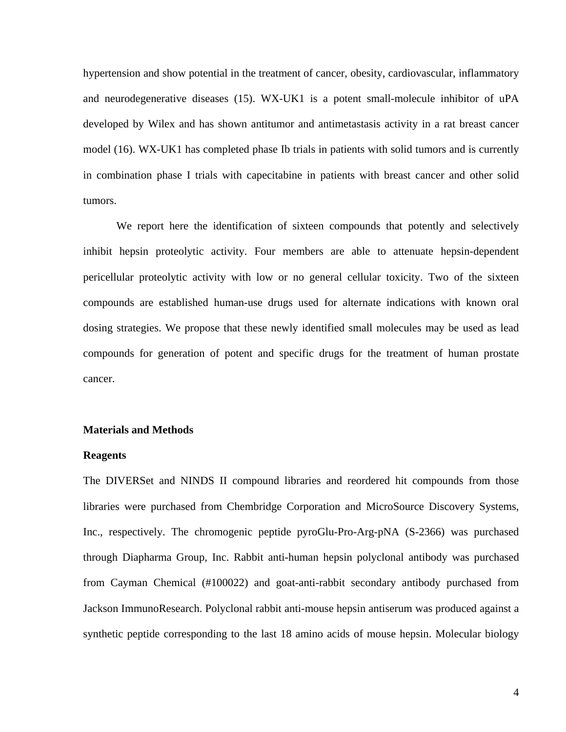hypertension and show potential in the treatment of cancer, obesity, cardiovascular, inflammatory and neurodegenerative diseases (15). WX-UK1 is a potent small-molecule inhibitor of uPA developed by Wilex and has shown antitumor and antimetastasis activity in a rat breast cancer model (16). WX-UK1 has completed phase Ib trials in patients with solid tumors and is currently in combination phase I trials with capecitabine in patients with breast cancer and other solid tumors.

We report here the identification of sixteen compounds that potently and selectively inhibit hepsin proteolytic activity. Four members are able to attenuate hepsin-dependent pericellular proteolytic activity with low or no general cellular toxicity. Two of the sixteen compounds are established human-use drugs used for alternate indications with known oral dosing strategies. We propose that these newly identified small molecules may be used as lead compounds for generation of potent and specific drugs for the treatment of human prostate cancer.

## Materials and Methods

### Reagents

The DIVERSet and NINDS II compound libraries and reordered hit compounds from those libraries were purchased from Chembridge Corporation and MicroSource Discovery Systems, Inc., respectively. The chromogenic peptide pyroGlu-Pro-Arg-pNA (S-2366) was purchased through Diapharma Group, Inc. Rabbit anti-human hepsin polyclonal antibody was purchased from Cayman Chemical (#100022) and goat-anti-rabbit secondary antibody purchased from Jackson ImmunoResearch. Polyclonal rabbit anti-mouse hepsin antiserum was produced against a synthetic peptide corresponding to the last 18 amino acids of mouse hepsin. Molecular biology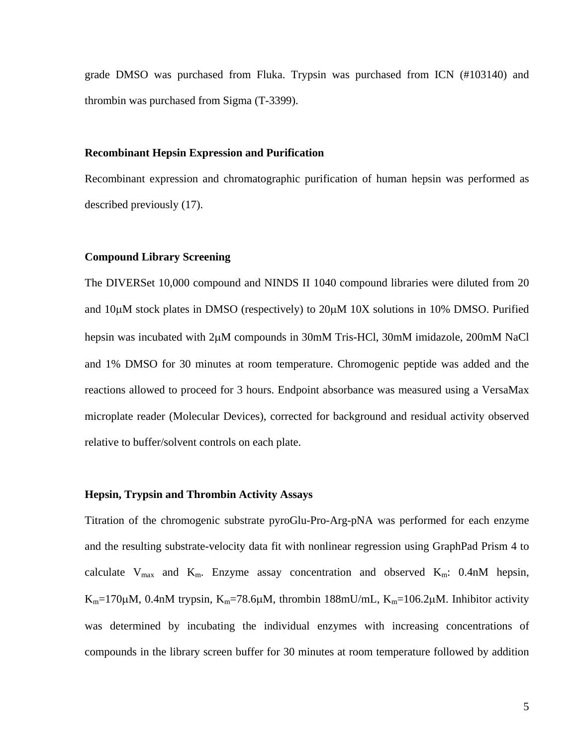grade DMSO was purchased from Fluka. Trypsin was purchased from ICN (#103140) and thrombin was purchased from Sigma (T-3399).

**Recombinant Hepsin Expression and Purification**

Recombinant expression and chromatographic purification of human hepsin was performed as described previously (17).

**Compound Library Screening**

The DIVERSet 10,000 compound and NINDS II 1040 compound libraries were diluted from 20 and 10μM stock plates in DMSO (respectively) to 20μM 10X solutions in 10% DMSO. Purified hepsin was incubated with 2μM compounds in 30mM Tris-HCl, 30mM imidazole, 200mM NaCl and 1% DMSO for 30 minutes at room temperature. Chromogenic peptide was added and the reactions allowed to proceed for 3 hours. Endpoint absorbance was measured using a VersaMax microplate reader (Molecular Devices), corrected for background and residual activity observed relative to buffer/solvent controls on each plate.

**Hepsin, Trypsin and Thrombin Activity Assays**

Titration of the chromogenic substrate pyroGlu-Pro-Arg-pNA was performed for each enzyme and the resulting substrate-velocity data fit with nonlinear regression using GraphPad Prism 4 to calculate $V_{max}$ and $K_m$. Enzyme assay concentration and observed $K_m$: 0.4nM hepsin, $K_m$=170μM, 0.4nM trypsin, $K_m$=78.6μM, thrombin 188mU/mL, $K_m$=106.2μM. Inhibitor activity was determined by incubating the individual enzymes with increasing concentrations of compounds in the library screen buffer for 30 minutes at room temperature followed by addition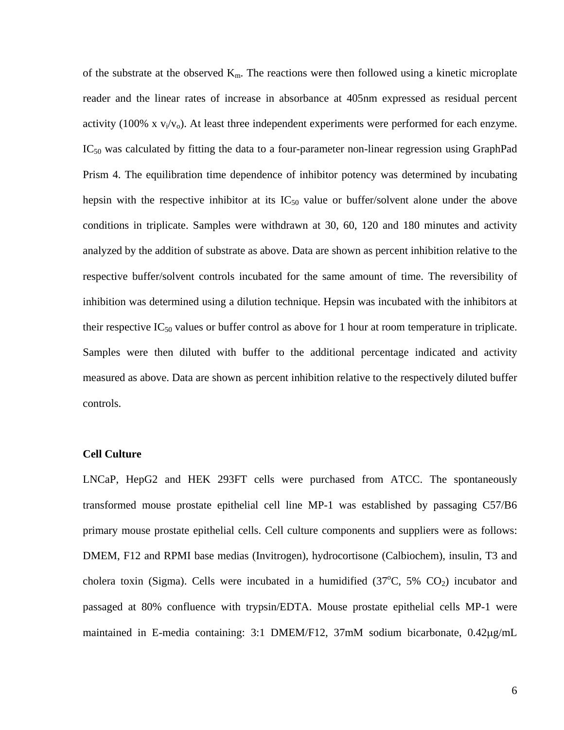of the substrate at the observed $K_m$. The reactions were then followed using a kinetic microplate reader and the linear rates of increase in absorbance at 405nm expressed as residual percent activity (100% x $v_i/v_o$). At least three independent experiments were performed for each enzyme. $IC_{50}$ was calculated by fitting the data to a four-parameter non-linear regression using GraphPad Prism 4. The equilibration time dependence of inhibitor potency was determined by incubating hepsin with the respective inhibitor at its $IC_{50}$ value or buffer/solvent alone under the above conditions in triplicate. Samples were withdrawn at 30, 60, 120 and 180 minutes and activity analyzed by the addition of substrate as above. Data are shown as percent inhibition relative to the respective buffer/solvent controls incubated for the same amount of time. The reversibility of inhibition was determined using a dilution technique. Hepsin was incubated with the inhibitors at their respective $IC_{50}$ values or buffer control as above for 1 hour at room temperature in triplicate. Samples were then diluted with buffer to the additional percentage indicated and activity measured as above. Data are shown as percent inhibition relative to the respectively diluted buffer controls.

**Cell Culture**

LNCaP, HepG2 and HEK 293FT cells were purchased from ATCC. The spontaneously transformed mouse prostate epithelial cell line MP-1 was established by passaging C57/B6 primary mouse prostate epithelial cells. Cell culture components and suppliers were as follows: DMEM, F12 and RPMI base medias (Invitrogen), hydrocortisone (Calbiochem), insulin, T3 and cholera toxin (Sigma). Cells were incubated in a humidified ($37^oC$, 5% $CO_2$) incubator and passaged at 80% confluence with trypsin/EDTA. Mouse prostate epithelial cells MP-1 were maintained in E-media containing: 3:1 DMEM/F12, 37mM sodium bicarbonate, 0.42μg/mL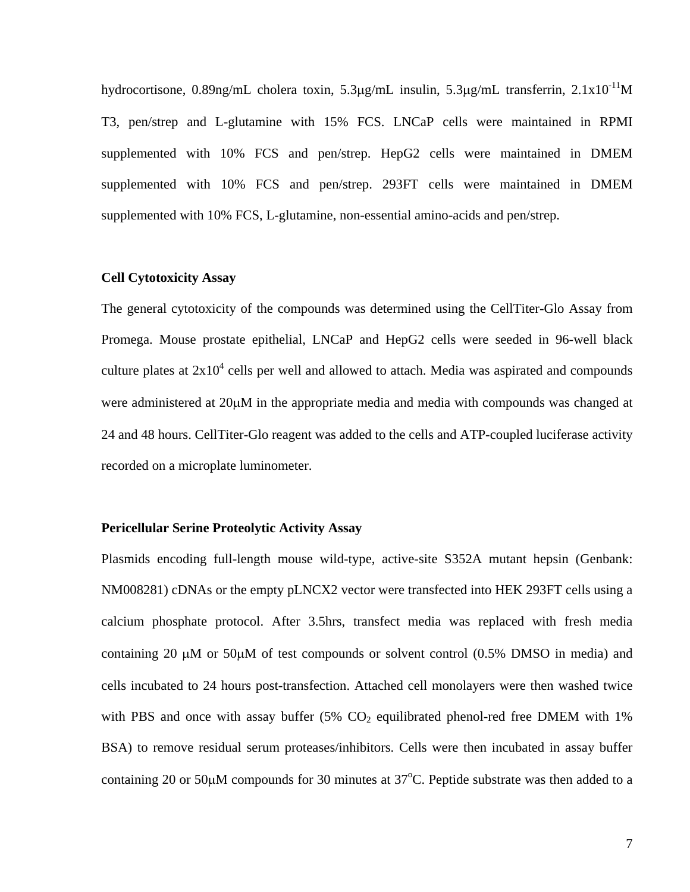hydrocortisone, 0.89ng/mL cholera toxin, 5.3μg/mL insulin, 5.3μg/mL transferrin, $2.1 \times 10^{-11}$M T3, pen/strep and L-glutamine with 15% FCS. LNCaP cells were maintained in RPMI supplemented with 10% FCS and pen/strep. HepG2 cells were maintained in DMEM supplemented with 10% FCS and pen/strep. 293FT cells were maintained in DMEM supplemented with 10% FCS, L-glutamine, non-essential amino-acids and pen/strep.

**Cell Cytotoxicity Assay**

The general cytotoxicity of the compounds was determined using the CellTiter-Glo Assay from Promega. Mouse prostate epithelial, LNCaP and HepG2 cells were seeded in 96-well black culture plates at $2 \times 10^4$ cells per well and allowed to attach. Media was aspirated and compounds were administered at 20μM in the appropriate media and media with compounds was changed at 24 and 48 hours. CellTiter-Glo reagent was added to the cells and ATP-coupled luciferase activity recorded on a microplate luminometer.

**Pericellular Serine Proteolytic Activity Assay**

Plasmids encoding full-length mouse wild-type, active-site S352A mutant hepsin (Genbank: NM008281) cDNAs or the empty pLNCX2 vector were transfected into HEK 293FT cells using a calcium phosphate protocol. After 3.5hrs, transfect media was replaced with fresh media containing 20 μM or 50μM of test compounds or solvent control (0.5% DMSO in media) and cells incubated to 24 hours post-transfection. Attached cell monolayers were then washed twice with PBS and once with assay buffer (5% $CO_2$ equilibrated phenol-red free DMEM with 1% BSA) to remove residual serum proteases/inhibitors. Cells were then incubated in assay buffer containing 20 or 50μM compounds for 30 minutes at 37°C. Peptide substrate was then added to a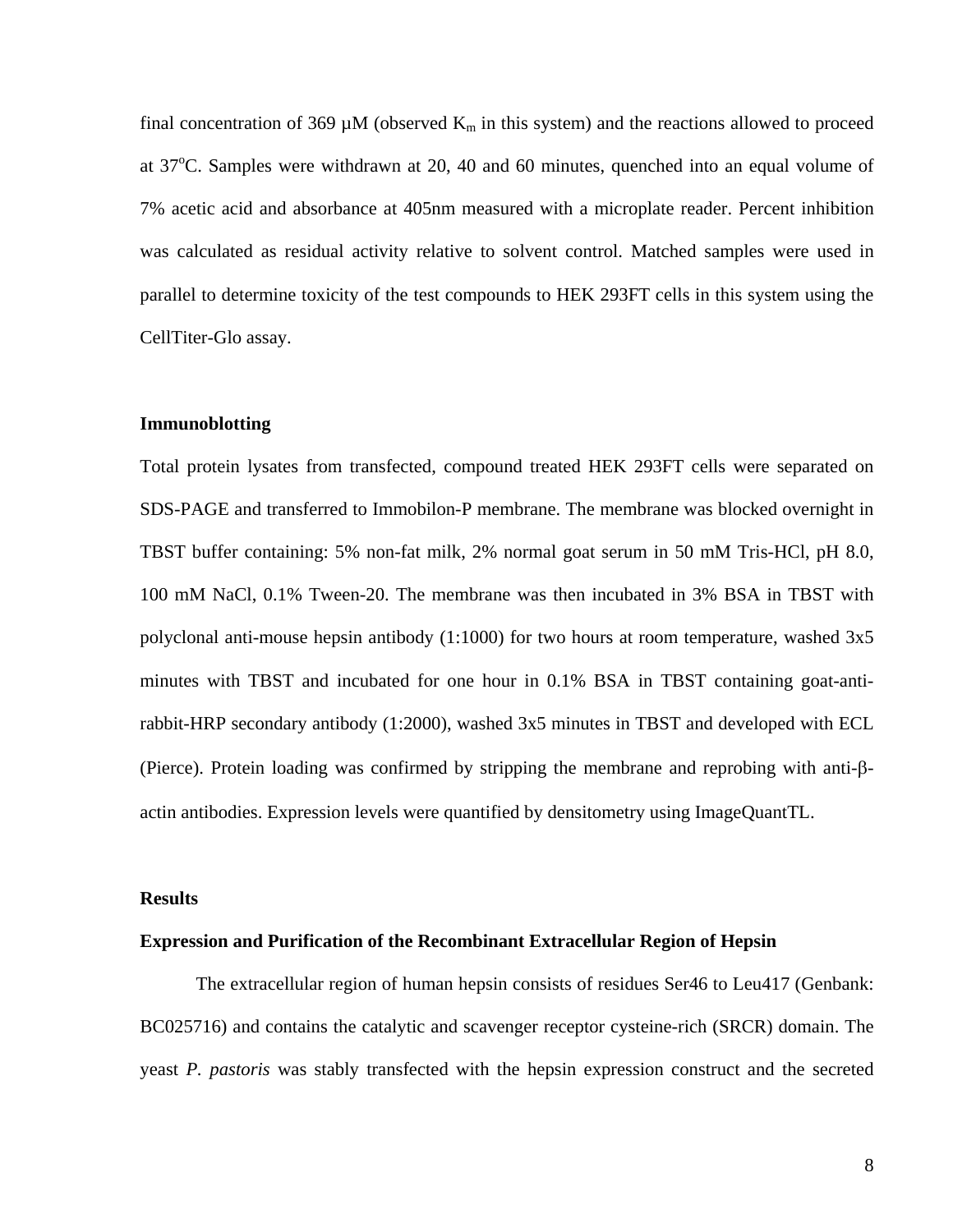final concentration of 369 µM (observed $K_m$ in this system) and the reactions allowed to proceed at 37°C. Samples were withdrawn at 20, 40 and 60 minutes, quenched into an equal volume of 7% acetic acid and absorbance at 405nm measured with a microplate reader. Percent inhibition was calculated as residual activity relative to solvent control. Matched samples were used in parallel to determine toxicity of the test compounds to HEK 293FT cells in this system using the CellTiter-Glo assay.

**Immunoblotting**

Total protein lysates from transfected, compound treated HEK 293FT cells were separated on SDS-PAGE and transferred to Immobilon-P membrane. The membrane was blocked overnight in TBST buffer containing: 5% non-fat milk, 2% normal goat serum in 50 mM Tris-HCl, pH 8.0, 100 mM NaCl, 0.1% Tween-20. The membrane was then incubated in 3% BSA in TBST with polyclonal anti-mouse hepsin antibody (1:1000) for two hours at room temperature, washed 3x5 minutes with TBST and incubated for one hour in 0.1% BSA in TBST containing goat-anti-rabbit-HRP secondary antibody (1:2000), washed 3x5 minutes in TBST and developed with ECL (Pierce). Protein loading was confirmed by stripping the membrane and reprobing with anti-β-actin antibodies. Expression levels were quantified by densitometry using ImageQuantTL.

**Results**

**Expression and Purification of the Recombinant Extracellular Region of Hepsin**

The extracellular region of human hepsin consists of residues Ser46 to Leu417 (Genbank: BC025716) and contains the catalytic and scavenger receptor cysteine-rich (SRCR) domain. The yeast *P. pastoris* was stably transfected with the hepsin expression construct and the secreted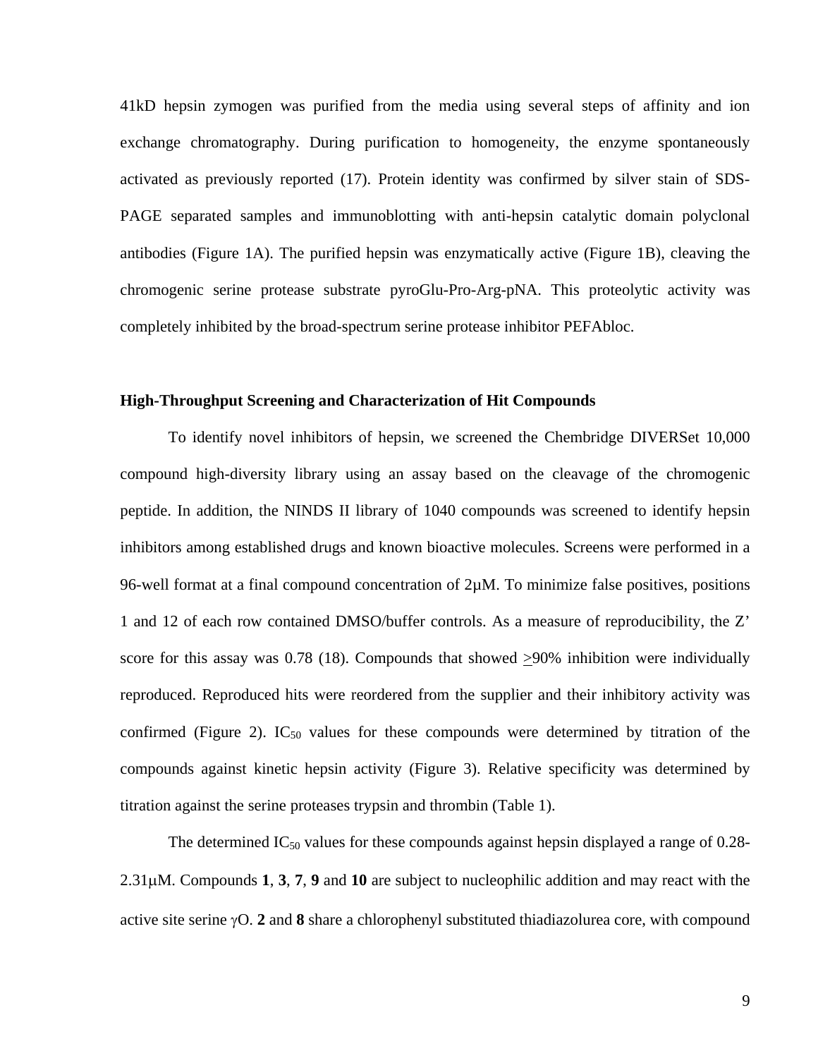41kD hepsin zymogen was purified from the media using several steps of affinity and ion exchange chromatography. During purification to homogeneity, the enzyme spontaneously activated as previously reported (17). Protein identity was confirmed by silver stain of SDS-PAGE separated samples and immunoblotting with anti-hepsin catalytic domain polyclonal antibodies (Figure 1A). The purified hepsin was enzymatically active (Figure 1B), cleaving the chromogenic serine protease substrate pyroGlu-Pro-Arg-pNA. This proteolytic activity was completely inhibited by the broad-spectrum serine protease inhibitor PEFAbloc.

**High-Throughput Screening and Characterization of Hit Compounds**

To identify novel inhibitors of hepsin, we screened the Chembridge DIVERSet 10,000 compound high-diversity library using an assay based on the cleavage of the chromogenic peptide. In addition, the NINDS II library of 1040 compounds was screened to identify hepsin inhibitors among established drugs and known bioactive molecules. Screens were performed in a 96-well format at a final compound concentration of 2µM. To minimize false positives, positions 1 and 12 of each row contained DMSO/buffer controls. As a measure of reproducibility, the Z' score for this assay was 0.78 (18). Compounds that showed $\geq$90% inhibition were individually reproduced. Reproduced hits were reordered from the supplier and their inhibitory activity was confirmed (Figure 2). $IC_{50}$ values for these compounds were determined by titration of the compounds against kinetic hepsin activity (Figure 3). Relative specificity was determined by titration against the serine proteases trypsin and thrombin (Table 1).

The determined $IC_{50}$ values for these compounds against hepsin displayed a range of 0.28-2.31µM. Compounds **1**, **3**, **7**, **9** and **10** are subject to nucleophilic addition and may react with the active site serine $\gamma$O. **2** and **8** share a chlorophenyl substituted thiadiazolurea core, with compound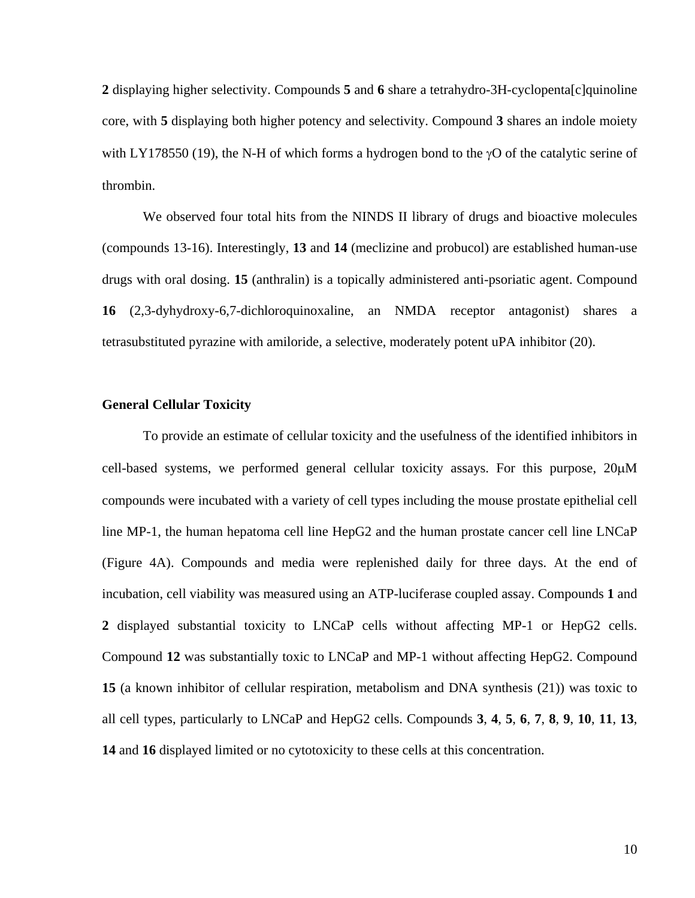**2** displaying higher selectivity. Compounds **5** and **6** share a tetrahydro-3H-cyclopenta[c]quinoline core, with **5** displaying both higher potency and selectivity. Compound **3** shares an indole moiety with LY178550 (19), the N-H of which forms a hydrogen bond to the γO of the catalytic serine of thrombin.

We observed four total hits from the NINDS II library of drugs and bioactive molecules (compounds 13-16). Interestingly, **13** and **14** (meclizine and probucol) are established human-use drugs with oral dosing. **15** (anthralin) is a topically administered anti-psoriatic agent. Compound **16** (2,3-dyhydroxy-6,7-dichloroquinoxaline, an NMDA receptor antagonist) shares a tetrasubstituted pyrazine with amiloride, a selective, moderately potent uPA inhibitor (20).

### General Cellular Toxicity

To provide an estimate of cellular toxicity and the usefulness of the identified inhibitors in cell-based systems, we performed general cellular toxicity assays. For this purpose, 20μM compounds were incubated with a variety of cell types including the mouse prostate epithelial cell line MP-1, the human hepatoma cell line HepG2 and the human prostate cancer cell line LNCaP (Figure 4A). Compounds and media were replenished daily for three days. At the end of incubation, cell viability was measured using an ATP-luciferase coupled assay. Compounds **1** and **2** displayed substantial toxicity to LNCaP cells without affecting MP-1 or HepG2 cells. Compound **12** was substantially toxic to LNCaP and MP-1 without affecting HepG2. Compound **15** (a known inhibitor of cellular respiration, metabolism and DNA synthesis (21)) was toxic to all cell types, particularly to LNCaP and HepG2 cells. Compounds **3**, **4**, **5**, **6**, **7**, **8**, **9**, **10**, **11**, **13**, **14** and **16** displayed limited or no cytotoxicity to these cells at this concentration.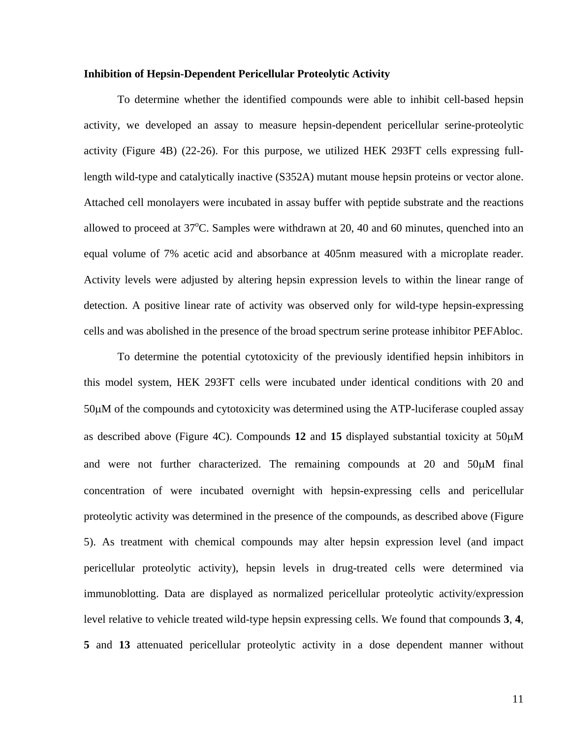**Inhibition of Hepsin-Dependent Pericellular Proteolytic Activity**

To determine whether the identified compounds were able to inhibit cell-based hepsin activity, we developed an assay to measure hepsin-dependent pericellular serine-proteolytic activity (Figure 4B) (22-26). For this purpose, we utilized HEK 293FT cells expressing full-length wild-type and catalytically inactive (S352A) mutant mouse hepsin proteins or vector alone. Attached cell monolayers were incubated in assay buffer with peptide substrate and the reactions allowed to proceed at 37$^{o}$C. Samples were withdrawn at 20, 40 and 60 minutes, quenched into an equal volume of 7% acetic acid and absorbance at 405nm measured with a microplate reader. Activity levels were adjusted by altering hepsin expression levels to within the linear range of detection. A positive linear rate of activity was observed only for wild-type hepsin-expressing cells and was abolished in the presence of the broad spectrum serine protease inhibitor PEFAbloc.

To determine the potential cytotoxicity of the previously identified hepsin inhibitors in this model system, HEK 293FT cells were incubated under identical conditions with 20 and 50μM of the compounds and cytotoxicity was determined using the ATP-luciferase coupled assay as described above (Figure 4C). Compounds **12** and **15** displayed substantial toxicity at 50μM and were not further characterized. The remaining compounds at 20 and 50μM final concentration of were incubated overnight with hepsin-expressing cells and pericellular proteolytic activity was determined in the presence of the compounds, as described above (Figure 5). As treatment with chemical compounds may alter hepsin expression level (and impact pericellular proteolytic activity), hepsin levels in drug-treated cells were determined via immunoblotting. Data are displayed as normalized pericellular proteolytic activity/expression level relative to vehicle treated wild-type hepsin expressing cells. We found that compounds **3**, **4**, **5** and **13** attenuated pericellular proteolytic activity in a dose dependent manner without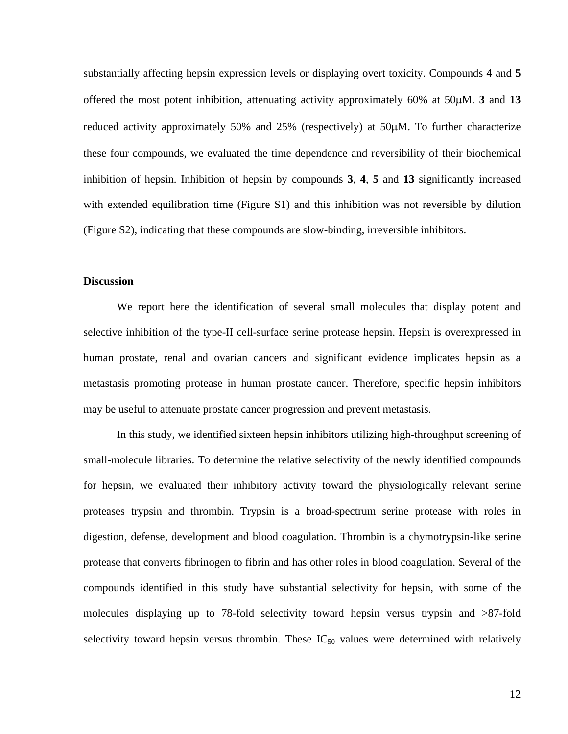substantially affecting hepsin expression levels or displaying overt toxicity. Compounds **4** and **5** offered the most potent inhibition, attenuating activity approximately 60% at 50μM. **3** and **13** reduced activity approximately 50% and 25% (respectively) at 50μM. To further characterize these four compounds, we evaluated the time dependence and reversibility of their biochemical inhibition of hepsin. Inhibition of hepsin by compounds **3**, **4**, **5** and **13** significantly increased with extended equilibration time (Figure S1) and this inhibition was not reversible by dilution (Figure S2), indicating that these compounds are slow-binding, irreversible inhibitors.

## Discussion

We report here the identification of several small molecules that display potent and selective inhibition of the type-II cell-surface serine protease hepsin. Hepsin is overexpressed in human prostate, renal and ovarian cancers and significant evidence implicates hepsin as a metastasis promoting protease in human prostate cancer. Therefore, specific hepsin inhibitors may be useful to attenuate prostate cancer progression and prevent metastasis.

In this study, we identified sixteen hepsin inhibitors utilizing high-throughput screening of small-molecule libraries. To determine the relative selectivity of the newly identified compounds for hepsin, we evaluated their inhibitory activity toward the physiologically relevant serine proteases trypsin and thrombin. Trypsin is a broad-spectrum serine protease with roles in digestion, defense, development and blood coagulation. Thrombin is a chymotrypsin-like serine protease that converts fibrinogen to fibrin and has other roles in blood coagulation. Several of the compounds identified in this study have substantial selectivity for hepsin, with some of the molecules displaying up to 78-fold selectivity toward hepsin versus trypsin and >87-fold selectivity toward hepsin versus thrombin. These $IC_{50}$ values were determined with relatively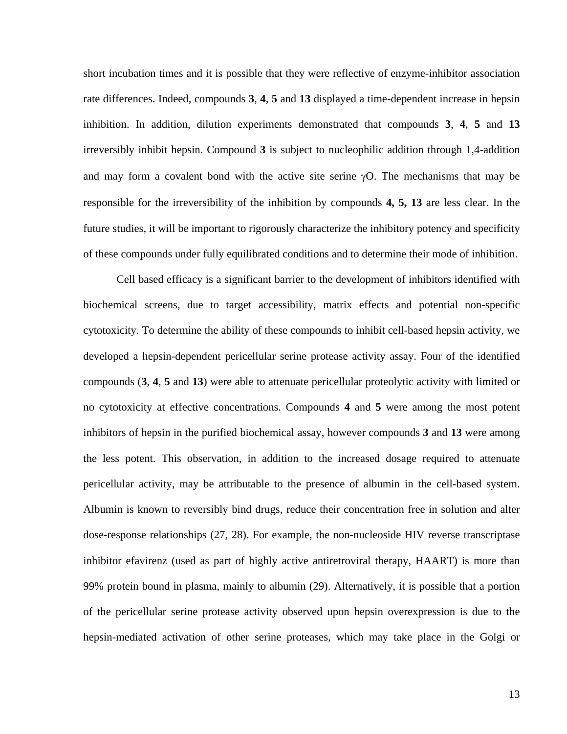short incubation times and it is possible that they were reflective of enzyme-inhibitor association rate differences. Indeed, compounds **3**, **4**, **5** and **13** displayed a time-dependent increase in hepsin inhibition. In addition, dilution experiments demonstrated that compounds **3**, **4**, **5** and **13** irreversibly inhibit hepsin. Compound **3** is subject to nucleophilic addition through 1,4-addition and may form a covalent bond with the active site serine $\gamma$O. The mechanisms that may be responsible for the irreversibility of the inhibition by compounds **4, 5, 13** are less clear. In the future studies, it will be important to rigorously characterize the inhibitory potency and specificity of these compounds under fully equilibrated conditions and to determine their mode of inhibition.

Cell based efficacy is a significant barrier to the development of inhibitors identified with biochemical screens, due to target accessibility, matrix effects and potential non-specific cytotoxicity. To determine the ability of these compounds to inhibit cell-based hepsin activity, we developed a hepsin-dependent pericellular serine protease activity assay. Four of the identified compounds (**3**, **4**, **5** and **13**) were able to attenuate pericellular proteolytic activity with limited or no cytotoxicity at effective concentrations. Compounds **4** and **5** were among the most potent inhibitors of hepsin in the purified biochemical assay, however compounds **3** and **13** were among the less potent. This observation, in addition to the increased dosage required to attenuate pericellular activity, may be attributable to the presence of albumin in the cell-based system. Albumin is known to reversibly bind drugs, reduce their concentration free in solution and alter dose-response relationships (27, 28). For example, the non-nucleoside HIV reverse transcriptase inhibitor efavirenz (used as part of highly active antiretroviral therapy, HAART) is more than 99% protein bound in plasma, mainly to albumin (29). Alternatively, it is possible that a portion of the pericellular serine protease activity observed upon hepsin overexpression is due to the hepsin-mediated activation of other serine proteases, which may take place in the Golgi or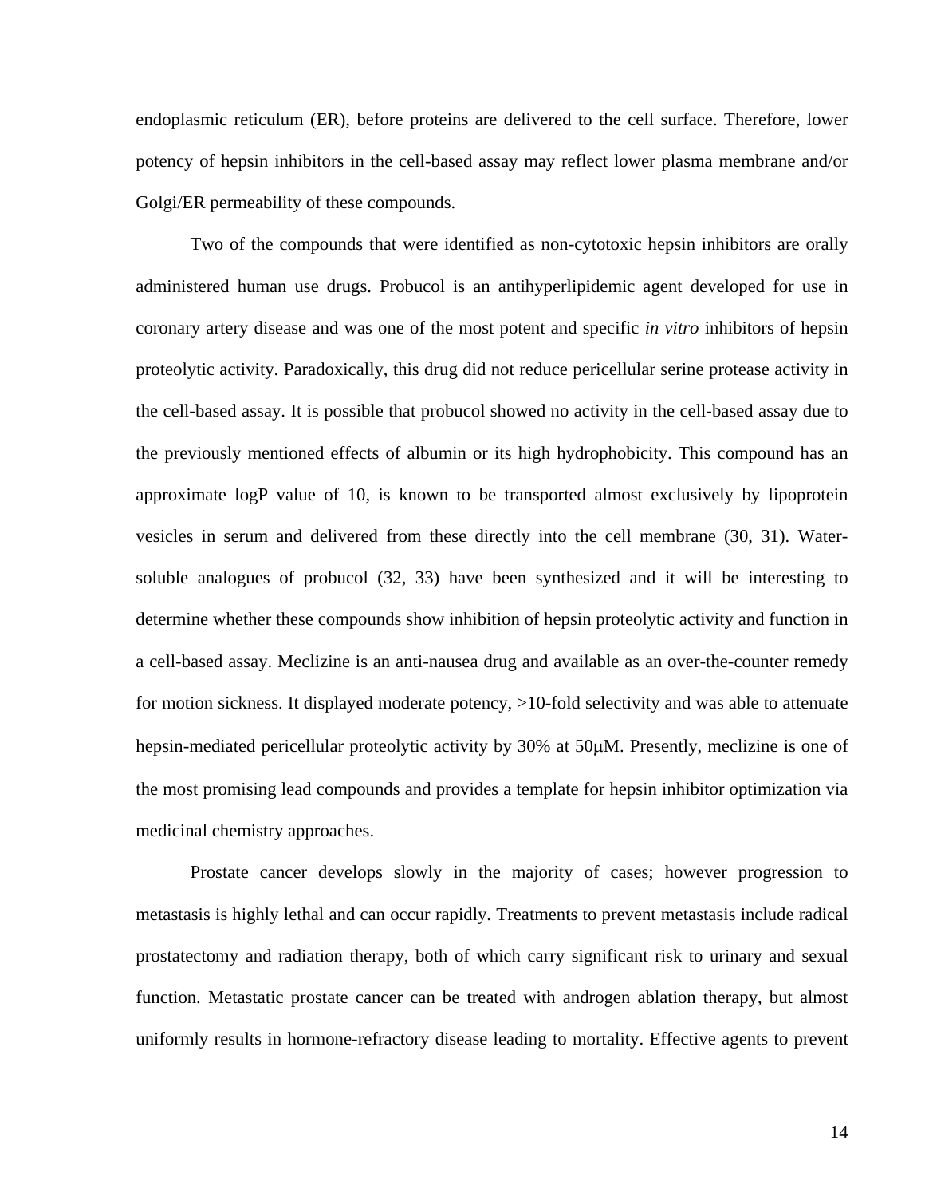endoplasmic reticulum (ER), before proteins are delivered to the cell surface. Therefore, lower potency of hepsin inhibitors in the cell-based assay may reflect lower plasma membrane and/or Golgi/ER permeability of these compounds.

Two of the compounds that were identified as non-cytotoxic hepsin inhibitors are orally administered human use drugs. Probucol is an antihyperlipidemic agent developed for use in coronary artery disease and was one of the most potent and specific *in vitro* inhibitors of hepsin proteolytic activity. Paradoxically, this drug did not reduce pericellular serine protease activity in the cell-based assay. It is possible that probucol showed no activity in the cell-based assay due to the previously mentioned effects of albumin or its high hydrophobicity. This compound has an approximate logP value of 10, is known to be transported almost exclusively by lipoprotein vesicles in serum and delivered from these directly into the cell membrane (30, 31). Water-soluble analogues of probucol (32, 33) have been synthesized and it will be interesting to determine whether these compounds show inhibition of hepsin proteolytic activity and function in a cell-based assay. Meclizine is an anti-nausea drug and available as an over-the-counter remedy for motion sickness. It displayed moderate potency, >10-fold selectivity and was able to attenuate hepsin-mediated pericellular proteolytic activity by 30% at 50μM. Presently, meclizine is one of the most promising lead compounds and provides a template for hepsin inhibitor optimization via medicinal chemistry approaches.

Prostate cancer develops slowly in the majority of cases; however progression to metastasis is highly lethal and can occur rapidly. Treatments to prevent metastasis include radical prostatectomy and radiation therapy, both of which carry significant risk to urinary and sexual function. Metastatic prostate cancer can be treated with androgen ablation therapy, but almost uniformly results in hormone-refractory disease leading to mortality. Effective agents to prevent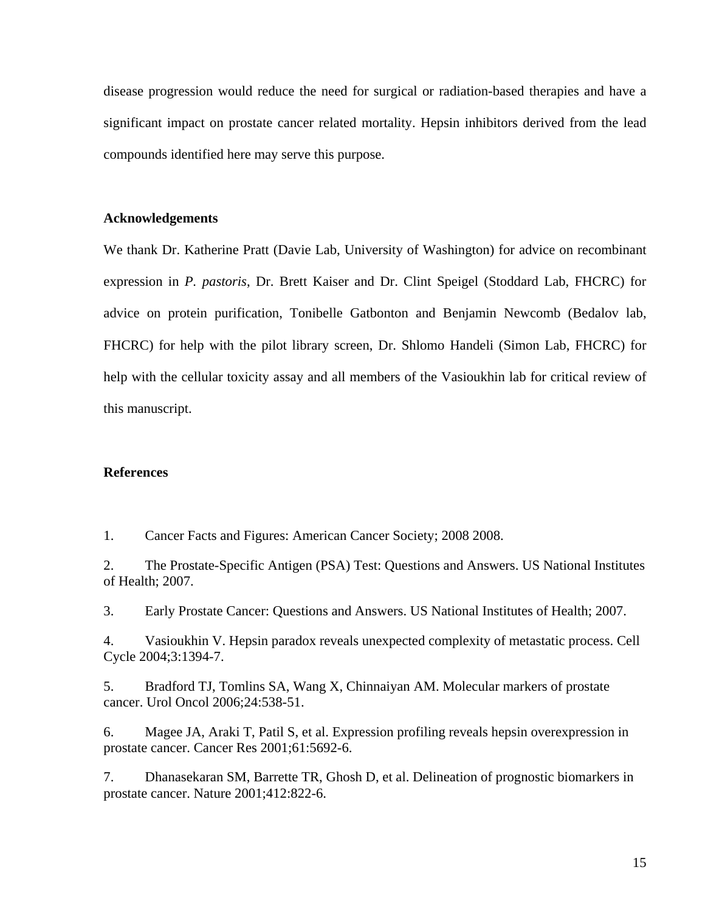disease progression would reduce the need for surgical or radiation-based therapies and have a significant impact on prostate cancer related mortality. Hepsin inhibitors derived from the lead compounds identified here may serve this purpose.

## Acknowledgements

We thank Dr. Katherine Pratt (Davie Lab, University of Washington) for advice on recombinant expression in *P. pastoris*, Dr. Brett Kaiser and Dr. Clint Speigel (Stoddard Lab, FHCRC) for advice on protein purification, Tonibelle Gatbonton and Benjamin Newcomb (Bedalov lab, FHCRC) for help with the pilot library screen, Dr. Shlomo Handeli (Simon Lab, FHCRC) for help with the cellular toxicity assay and all members of the Vasioukhin lab for critical review of this manuscript.

## References

1. Cancer Facts and Figures: American Cancer Society; 2008 2008.

2. The Prostate-Specific Antigen (PSA) Test: Questions and Answers. US National Institutes of Health; 2007.

3. Early Prostate Cancer: Questions and Answers. US National Institutes of Health; 2007.

4. Vasioukhin V. Hepsin paradox reveals unexpected complexity of metastatic process. Cell Cycle 2004;3:1394-7.

5. Bradford TJ, Tomlins SA, Wang X, Chinnaiyan AM. Molecular markers of prostate cancer. Urol Oncol 2006;24:538-51.

6. Magee JA, Araki T, Patil S, et al. Expression profiling reveals hepsin overexpression in prostate cancer. Cancer Res 2001;61:5692-6.

7. Dhanasekaran SM, Barrette TR, Ghosh D, et al. Delineation of prognostic biomarkers in prostate cancer. Nature 2001;412:822-6.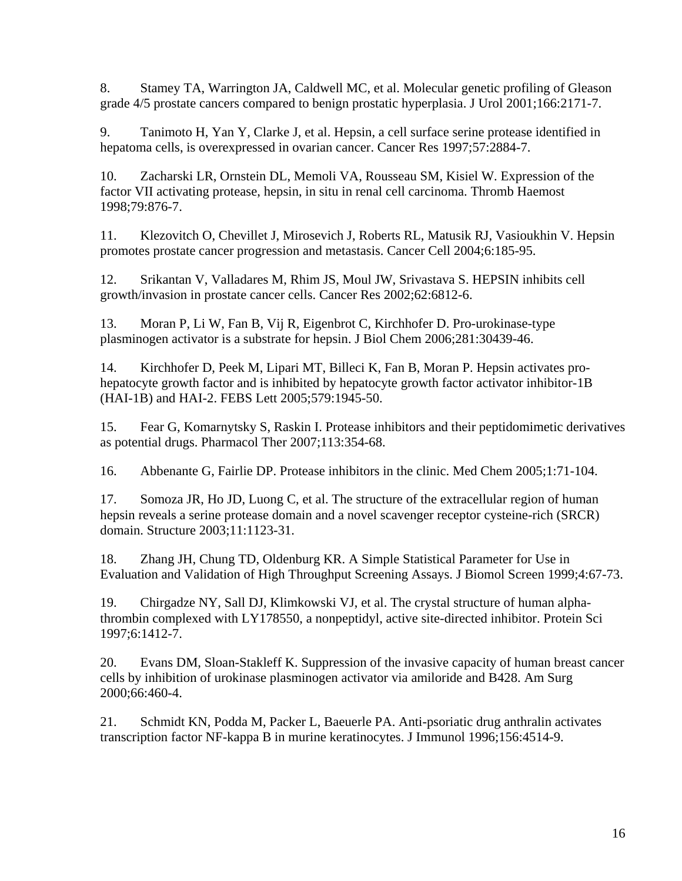8. Stamey TA, Warrington JA, Caldwell MC, et al. Molecular genetic profiling of Gleason grade 4/5 prostate cancers compared to benign prostatic hyperplasia. J Urol 2001;166:2171-7.

9. Tanimoto H, Yan Y, Clarke J, et al. Hepsin, a cell surface serine protease identified in hepatoma cells, is overexpressed in ovarian cancer. Cancer Res 1997;57:2884-7.

10. Zacharski LR, Ornstein DL, Memoli VA, Rousseau SM, Kisiel W. Expression of the factor VII activating protease, hepsin, in situ in renal cell carcinoma. Thromb Haemost 1998;79:876-7.

11. Klezovitch O, Chevillet J, Mirosevich J, Roberts RL, Matusik RJ, Vasioukhin V. Hepsin promotes prostate cancer progression and metastasis. Cancer Cell 2004;6:185-95.

12. Srikantan V, Valladares M, Rhim JS, Moul JW, Srivastava S. HEPSIN inhibits cell growth/invasion in prostate cancer cells. Cancer Res 2002;62:6812-6.

13. Moran P, Li W, Fan B, Vij R, Eigenbrot C, Kirchhofer D. Pro-urokinase-type plasminogen activator is a substrate for hepsin. J Biol Chem 2006;281:30439-46.

14. Kirchhofer D, Peek M, Lipari MT, Billeci K, Fan B, Moran P. Hepsin activates pro-hepatocyte growth factor and is inhibited by hepatocyte growth factor activator inhibitor-1B (HAI-1B) and HAI-2. FEBS Lett 2005;579:1945-50.

15. Fear G, Komarnytsky S, Raskin I. Protease inhibitors and their peptidomimetic derivatives as potential drugs. Pharmacol Ther 2007;113:354-68.

16. Abbenante G, Fairlie DP. Protease inhibitors in the clinic. Med Chem 2005;1:71-104.

17. Somoza JR, Ho JD, Luong C, et al. The structure of the extracellular region of human hepsin reveals a serine protease domain and a novel scavenger receptor cysteine-rich (SRCR) domain. Structure 2003;11:1123-31.

18. Zhang JH, Chung TD, Oldenburg KR. A Simple Statistical Parameter for Use in Evaluation and Validation of High Throughput Screening Assays. J Biomol Screen 1999;4:67-73.

19. Chirgadze NY, Sall DJ, Klimkowski VJ, et al. The crystal structure of human alpha-thrombin complexed with LY178550, a nonpeptidyl, active site-directed inhibitor. Protein Sci 1997;6:1412-7.

20. Evans DM, Sloan-Stakleff K. Suppression of the invasive capacity of human breast cancer cells by inhibition of urokinase plasminogen activator via amiloride and B428. Am Surg 2000;66:460-4.

21. Schmidt KN, Podda M, Packer L, Baeuerle PA. Anti-psoriatic drug anthralin activates transcription factor NF-kappa B in murine keratinocytes. J Immunol 1996;156:4514-9.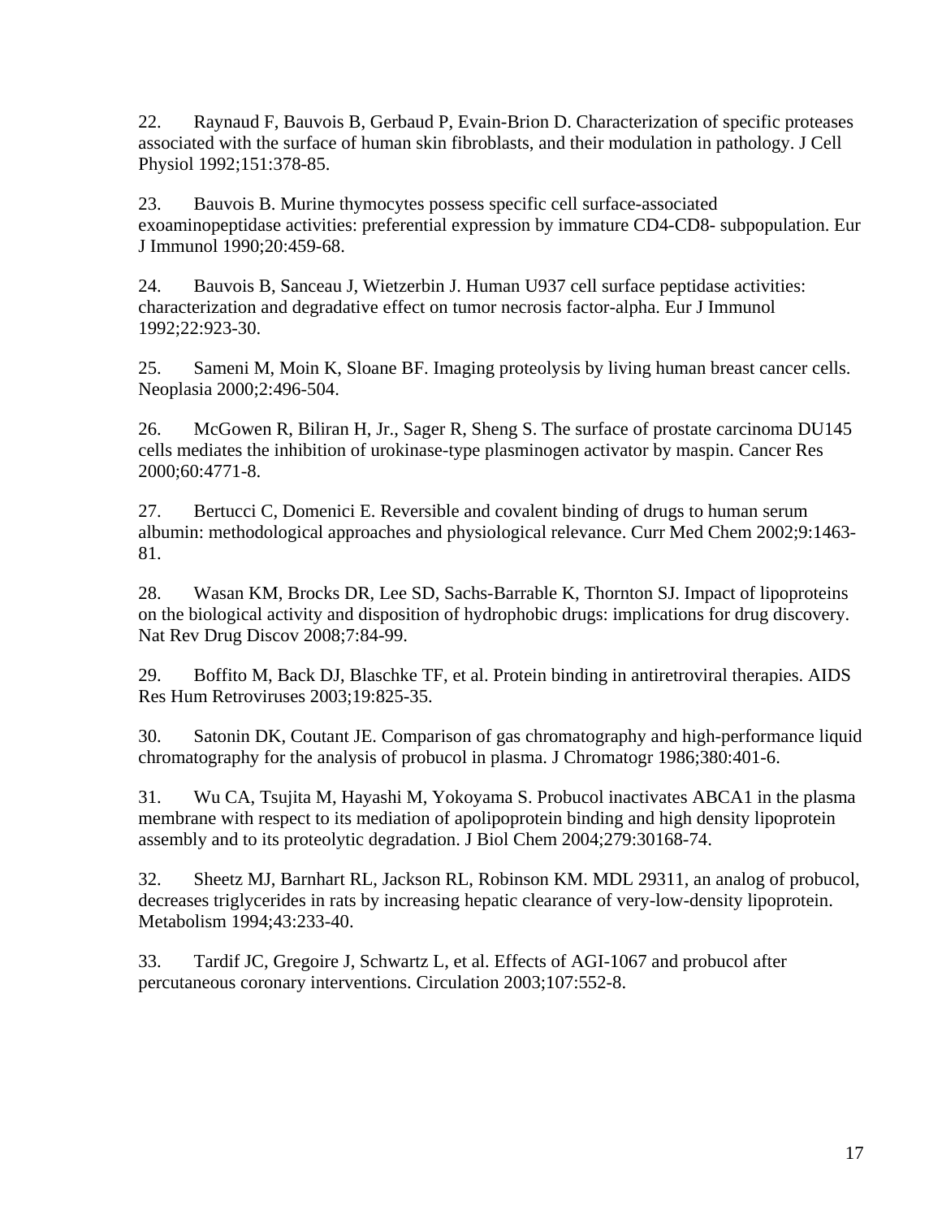22. Raynaud F, Bauvois B, Gerbaud P, Evain-Brion D. Characterization of specific proteases associated with the surface of human skin fibroblasts, and their modulation in pathology. J Cell Physiol 1992;151:378-85.

23. Bauvois B. Murine thymocytes possess specific cell surface-associated exoaminopeptidase activities: preferential expression by immature CD4-CD8- subpopulation. Eur J Immunol 1990;20:459-68.

24. Bauvois B, Sanceau J, Wietzerbin J. Human U937 cell surface peptidase activities: characterization and degradative effect on tumor necrosis factor-alpha. Eur J Immunol 1992;22:923-30.

25. Sameni M, Moin K, Sloane BF. Imaging proteolysis by living human breast cancer cells. Neoplasia 2000;2:496-504.

26. McGowen R, Biliran H, Jr., Sager R, Sheng S. The surface of prostate carcinoma DU145 cells mediates the inhibition of urokinase-type plasminogen activator by maspin. Cancer Res 2000;60:4771-8.

27. Bertucci C, Domenici E. Reversible and covalent binding of drugs to human serum albumin: methodological approaches and physiological relevance. Curr Med Chem 2002;9:1463-81.

28. Wasan KM, Brocks DR, Lee SD, Sachs-Barrable K, Thornton SJ. Impact of lipoproteins on the biological activity and disposition of hydrophobic drugs: implications for drug discovery. Nat Rev Drug Discov 2008;7:84-99.

29. Boffito M, Back DJ, Blaschke TF, et al. Protein binding in antiretroviral therapies. AIDS Res Hum Retroviruses 2003;19:825-35.

30. Satonin DK, Coutant JE. Comparison of gas chromatography and high-performance liquid chromatography for the analysis of probucol in plasma. J Chromatogr 1986;380:401-6.

31. Wu CA, Tsujita M, Hayashi M, Yokoyama S. Probucol inactivates ABCA1 in the plasma membrane with respect to its mediation of apolipoprotein binding and high density lipoprotein assembly and to its proteolytic degradation. J Biol Chem 2004;279:30168-74.

32. Sheetz MJ, Barnhart RL, Jackson RL, Robinson KM. MDL 29311, an analog of probucol, decreases triglycerides in rats by increasing hepatic clearance of very-low-density lipoprotein. Metabolism 1994;43:233-40.

33. Tardif JC, Gregoire J, Schwartz L, et al. Effects of AGI-1067 and probucol after percutaneous coronary interventions. Circulation 2003;107:552-8.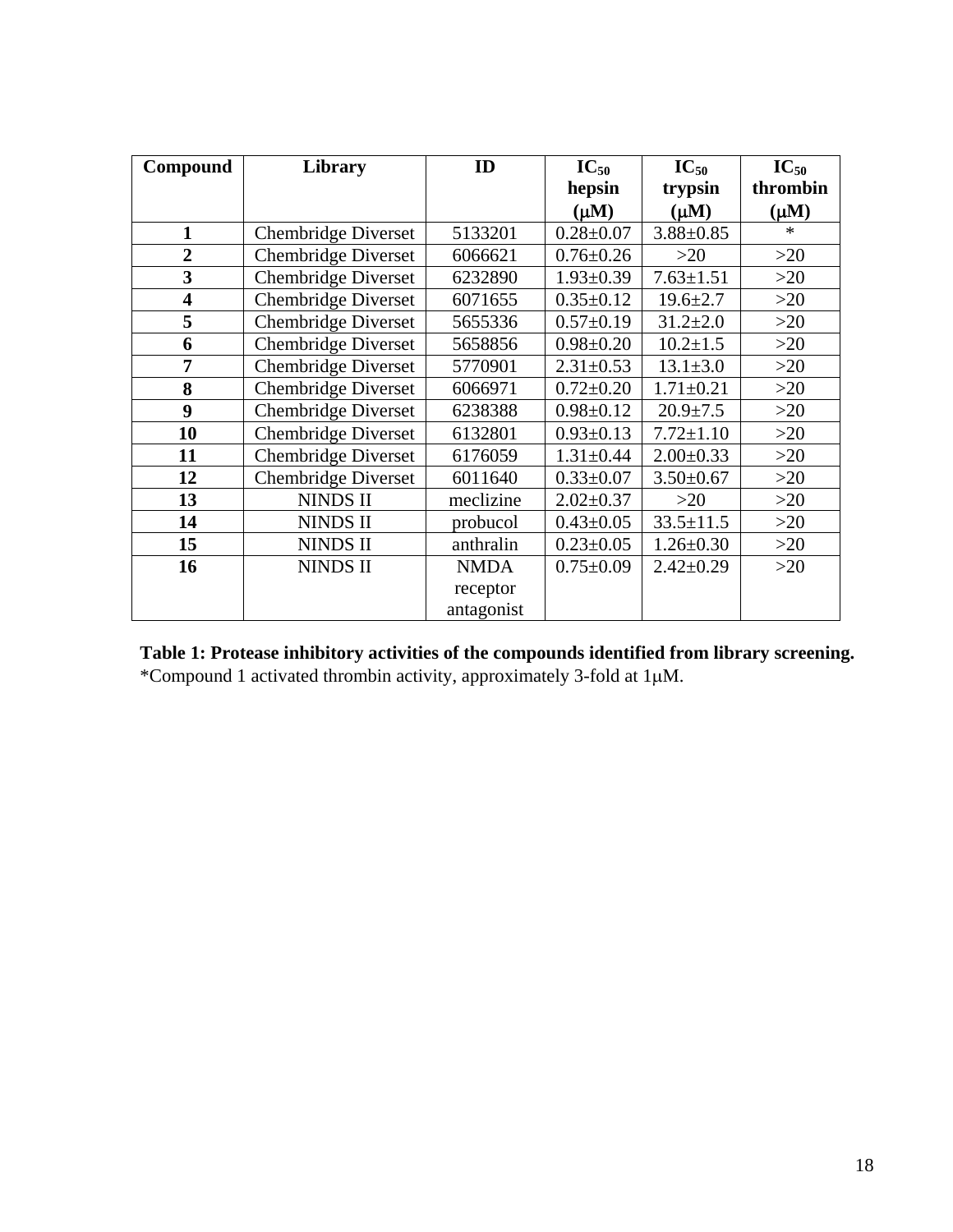| Compound | Library | ID | $IC_{50}$ hepsin (μM) | $IC_{50}$ trypsin (μM) | $IC_{50}$ thrombin (μM) |
|---|---|---|---|---|---|
| **1** | Chembridge Diverset | 5133201 | 0.28±0.07 | 3.88±0.85 | * |
| **2** | Chembridge Diverset | 6066621 | 0.76±0.26 | >20 | >20 |
| **3** | Chembridge Diverset | 6232890 | 1.93±0.39 | 7.63±1.51 | >20 |
| **4** | Chembridge Diverset | 6071655 | 0.35±0.12 | 19.6±2.7 | >20 |
| **5** | Chembridge Diverset | 5655336 | 0.57±0.19 | 31.2±2.0 | >20 |
| **6** | Chembridge Diverset | 5658856 | 0.98±0.20 | 10.2±1.5 | >20 |
| **7** | Chembridge Diverset | 5770901 | 2.31±0.53 | 13.1±3.0 | >20 |
| **8** | Chembridge Diverset | 6066971 | 0.72±0.20 | 1.71±0.21 | >20 |
| **9** | Chembridge Diverset | 6238388 | 0.98±0.12 | 20.9±7.5 | >20 |
| **10** | Chembridge Diverset | 6132801 | 0.93±0.13 | 7.72±1.10 | >20 |
| **11** | Chembridge Diverset | 6176059 | 1.31±0.44 | 2.00±0.33 | >20 |
| **12** | Chembridge Diverset | 6011640 | 0.33±0.07 | 3.50±0.67 | >20 |
| **13** | NINDS II | meclizine | 2.02±0.37 | >20 | >20 |
| **14** | NINDS II | probucol | 0.43±0.05 | 33.5±11.5 | >20 |
| **15** | NINDS II | anthralin | 0.23±0.05 | 1.26±0.30 | >20 |
| **16** | NINDS II | NMDA receptor antagonist | 0.75±0.09 | 2.42±0.29 | >20 |

**Table 1: Protease inhibitory activities of the compounds identified from library screening.** *Compound 1 activated thrombin activity, approximately 3-fold at 1μM.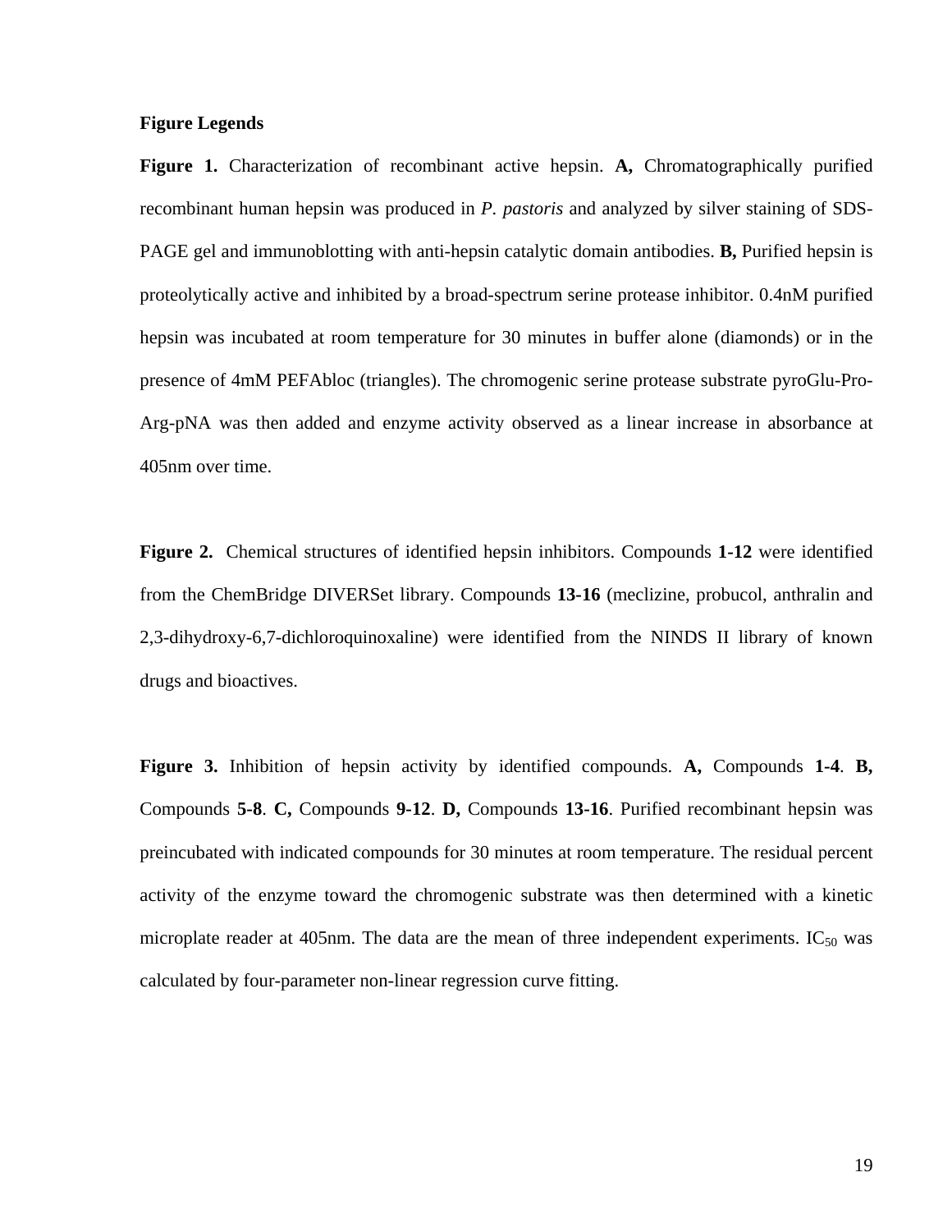**Figure Legends**

**Figure 1.** Characterization of recombinant active hepsin. **A,** Chromatographically purified recombinant human hepsin was produced in *P. pastoris* and analyzed by silver staining of SDS-PAGE gel and immunoblotting with anti-hepsin catalytic domain antibodies. **B,** Purified hepsin is proteolytically active and inhibited by a broad-spectrum serine protease inhibitor. 0.4nM purified hepsin was incubated at room temperature for 30 minutes in buffer alone (diamonds) or in the presence of 4mM PEFAbloc (triangles). The chromogenic serine protease substrate pyroGlu-Pro-Arg-pNA was then added and enzyme activity observed as a linear increase in absorbance at 405nm over time.

**Figure 2.** Chemical structures of identified hepsin inhibitors. Compounds **1-12** were identified from the ChemBridge DIVERSet library. Compounds **13-16** (meclizine, probucol, anthralin and 2,3-dihydroxy-6,7-dichloroquinoxaline) were identified from the NINDS II library of known drugs and bioactives.

**Figure 3.** Inhibition of hepsin activity by identified compounds. **A,** Compounds **1-4**. **B,** Compounds **5-8**. **C,** Compounds **9-12**. **D,** Compounds **13-16**. Purified recombinant hepsin was preincubated with indicated compounds for 30 minutes at room temperature. The residual percent activity of the enzyme toward the chromogenic substrate was then determined with a kinetic microplate reader at 405nm. The data are the mean of three independent experiments. $IC_{50}$ was calculated by four-parameter non-linear regression curve fitting.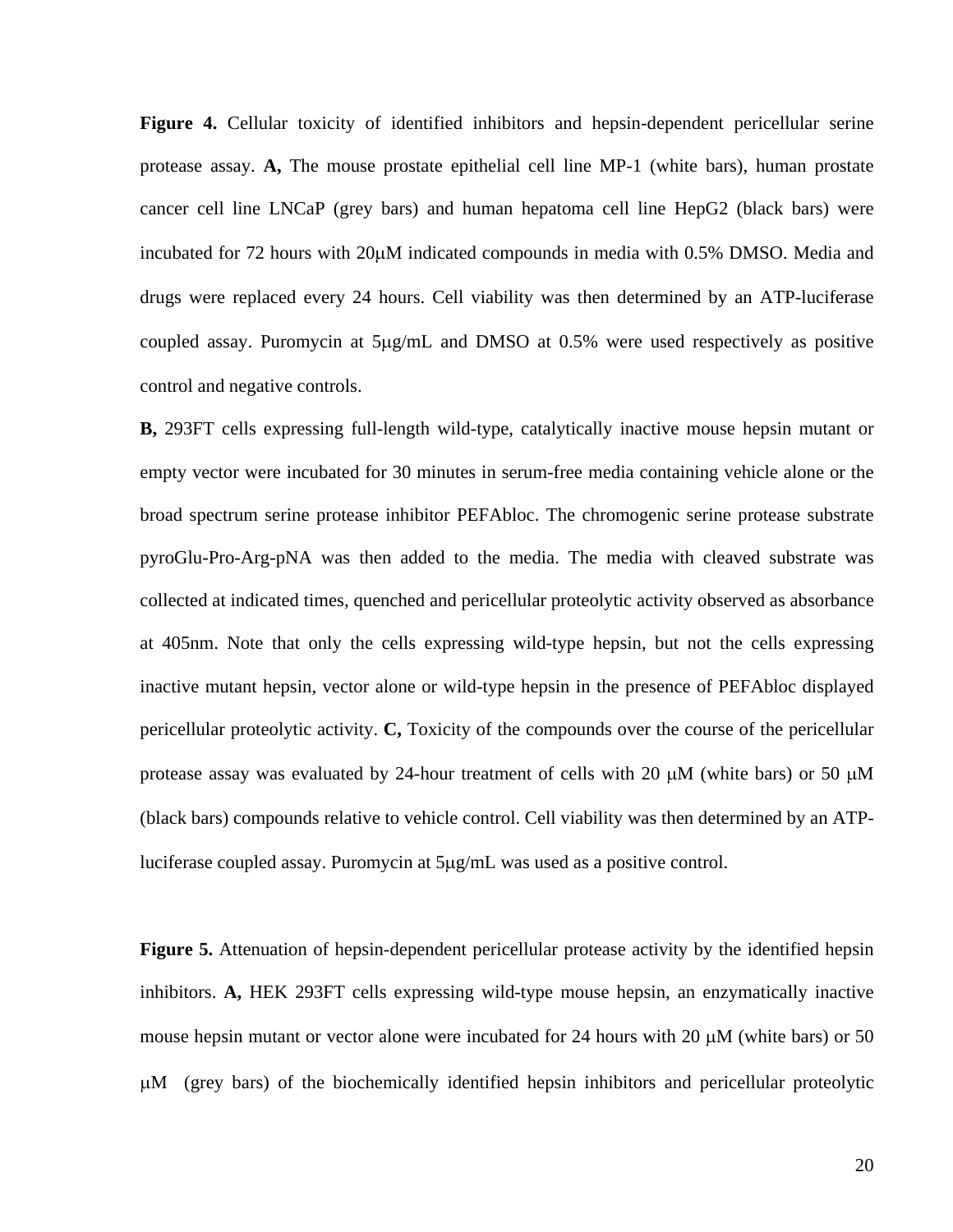**Figure 4.** Cellular toxicity of identified inhibitors and hepsin-dependent pericellular serine protease assay. **A,** The mouse prostate epithelial cell line MP-1 (white bars), human prostate cancer cell line LNCaP (grey bars) and human hepatoma cell line HepG2 (black bars) were incubated for 72 hours with 20μM indicated compounds in media with 0.5% DMSO. Media and drugs were replaced every 24 hours. Cell viability was then determined by an ATP-luciferase coupled assay. Puromycin at 5μg/mL and DMSO at 0.5% were used respectively as positive control and negative controls.

**B,** 293FT cells expressing full-length wild-type, catalytically inactive mouse hepsin mutant or empty vector were incubated for 30 minutes in serum-free media containing vehicle alone or the broad spectrum serine protease inhibitor PEFAbloc. The chromogenic serine protease substrate pyroGlu-Pro-Arg-pNA was then added to the media. The media with cleaved substrate was collected at indicated times, quenched and pericellular proteolytic activity observed as absorbance at 405nm. Note that only the cells expressing wild-type hepsin, but not the cells expressing inactive mutant hepsin, vector alone or wild-type hepsin in the presence of PEFAbloc displayed pericellular proteolytic activity. **C,** Toxicity of the compounds over the course of the pericellular protease assay was evaluated by 24-hour treatment of cells with 20 μM (white bars) or 50 μM (black bars) compounds relative to vehicle control. Cell viability was then determined by an ATP-luciferase coupled assay. Puromycin at 5μg/mL was used as a positive control.

**Figure 5.** Attenuation of hepsin-dependent pericellular protease activity by the identified hepsin inhibitors. **A,** HEK 293FT cells expressing wild-type mouse hepsin, an enzymatically inactive mouse hepsin mutant or vector alone were incubated for 24 hours with 20 μM (white bars) or 50 μM (grey bars) of the biochemically identified hepsin inhibitors and pericellular proteolytic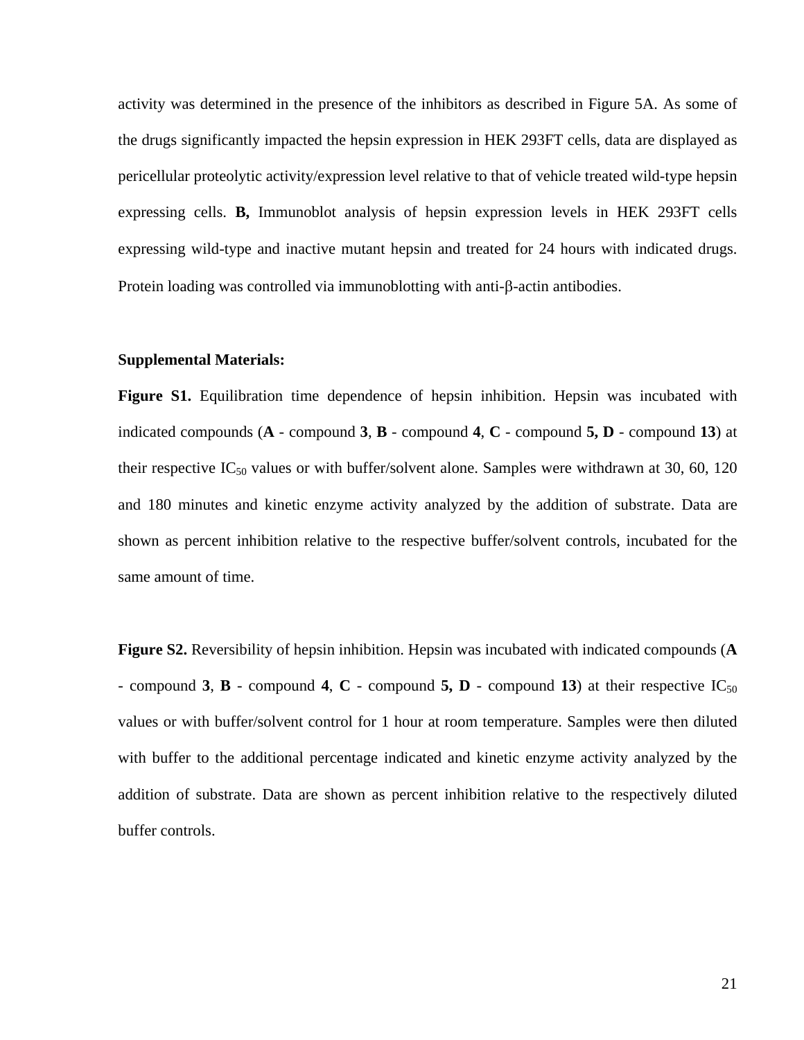activity was determined in the presence of the inhibitors as described in Figure 5A. As some of the drugs significantly impacted the hepsin expression in HEK 293FT cells, data are displayed as pericellular proteolytic activity/expression level relative to that of vehicle treated wild-type hepsin expressing cells. **B,** Immunoblot analysis of hepsin expression levels in HEK 293FT cells expressing wild-type and inactive mutant hepsin and treated for 24 hours with indicated drugs. Protein loading was controlled via immunoblotting with anti-β-actin antibodies.

**Supplemental Materials:**

**Figure S1.** Equilibration time dependence of hepsin inhibition. Hepsin was incubated with indicated compounds (**A** - compound **3**, **B** - compound **4**, **C** - compound **5, D** - compound **13**) at their respective $IC_{50}$ values or with buffer/solvent alone. Samples were withdrawn at 30, 60, 120 and 180 minutes and kinetic enzyme activity analyzed by the addition of substrate. Data are shown as percent inhibition relative to the respective buffer/solvent controls, incubated for the same amount of time.

**Figure S2.** Reversibility of hepsin inhibition. Hepsin was incubated with indicated compounds (**A** - compound **3**, **B** - compound **4**, **C** - compound **5, D** - compound **13**) at their respective $IC_{50}$ values or with buffer/solvent control for 1 hour at room temperature. Samples were then diluted with buffer to the additional percentage indicated and kinetic enzyme activity analyzed by the addition of substrate. Data are shown as percent inhibition relative to the respectively diluted buffer controls.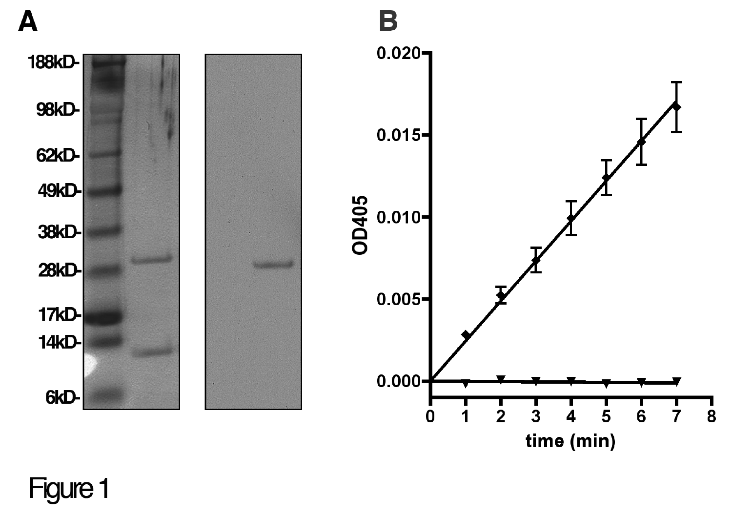Figure 1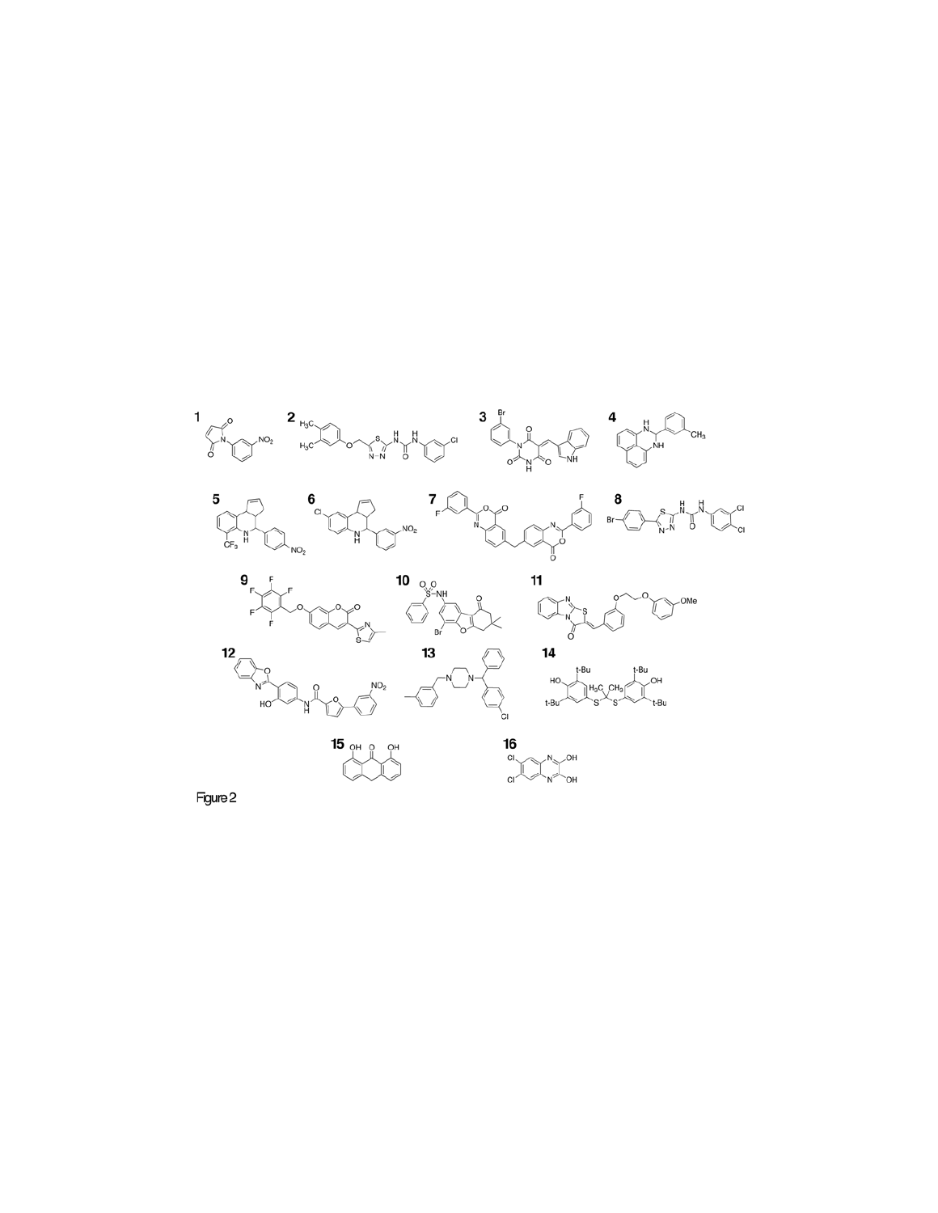Figure 2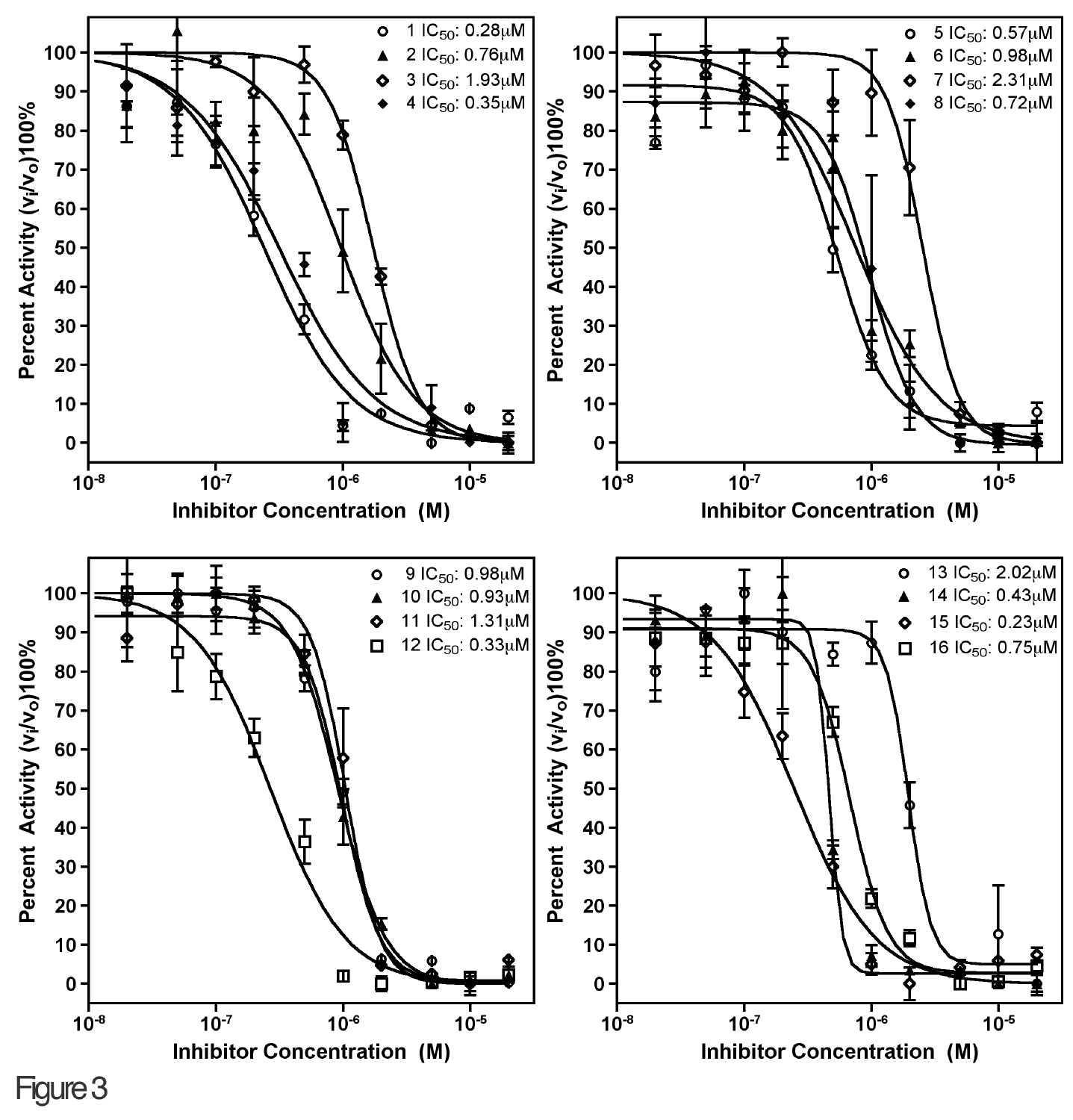Figure 3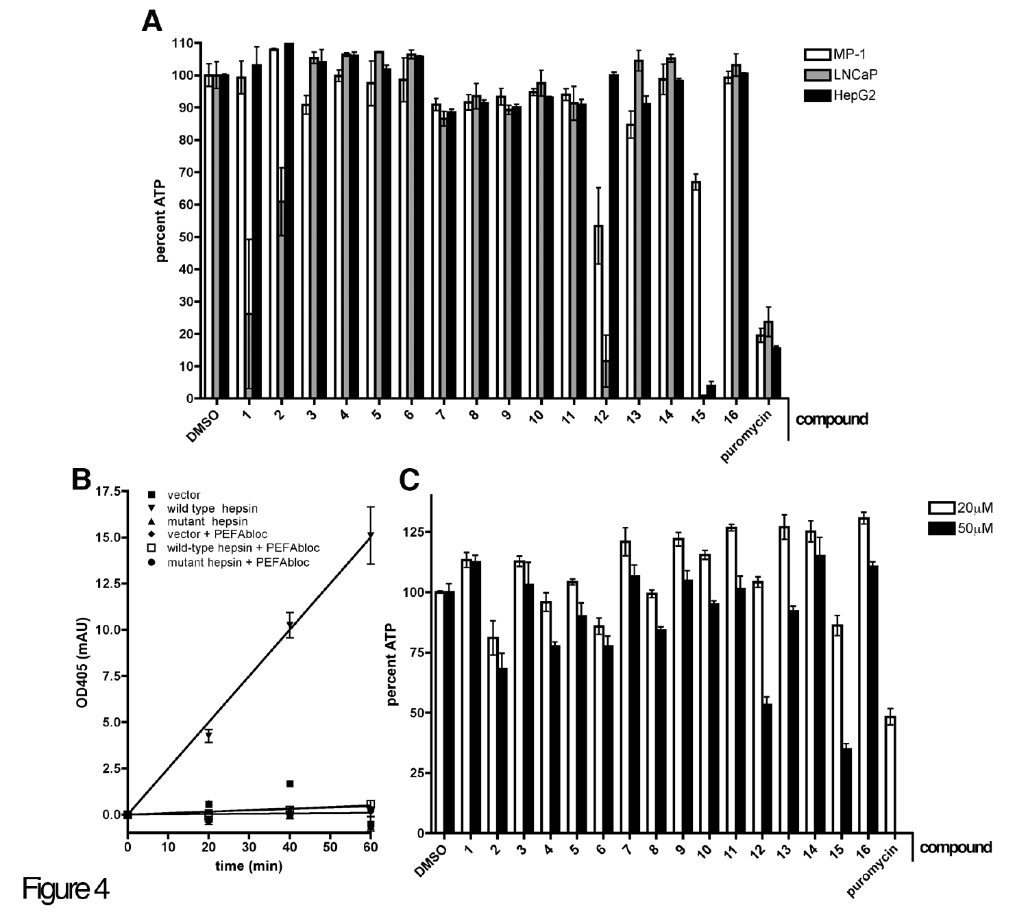Figure 4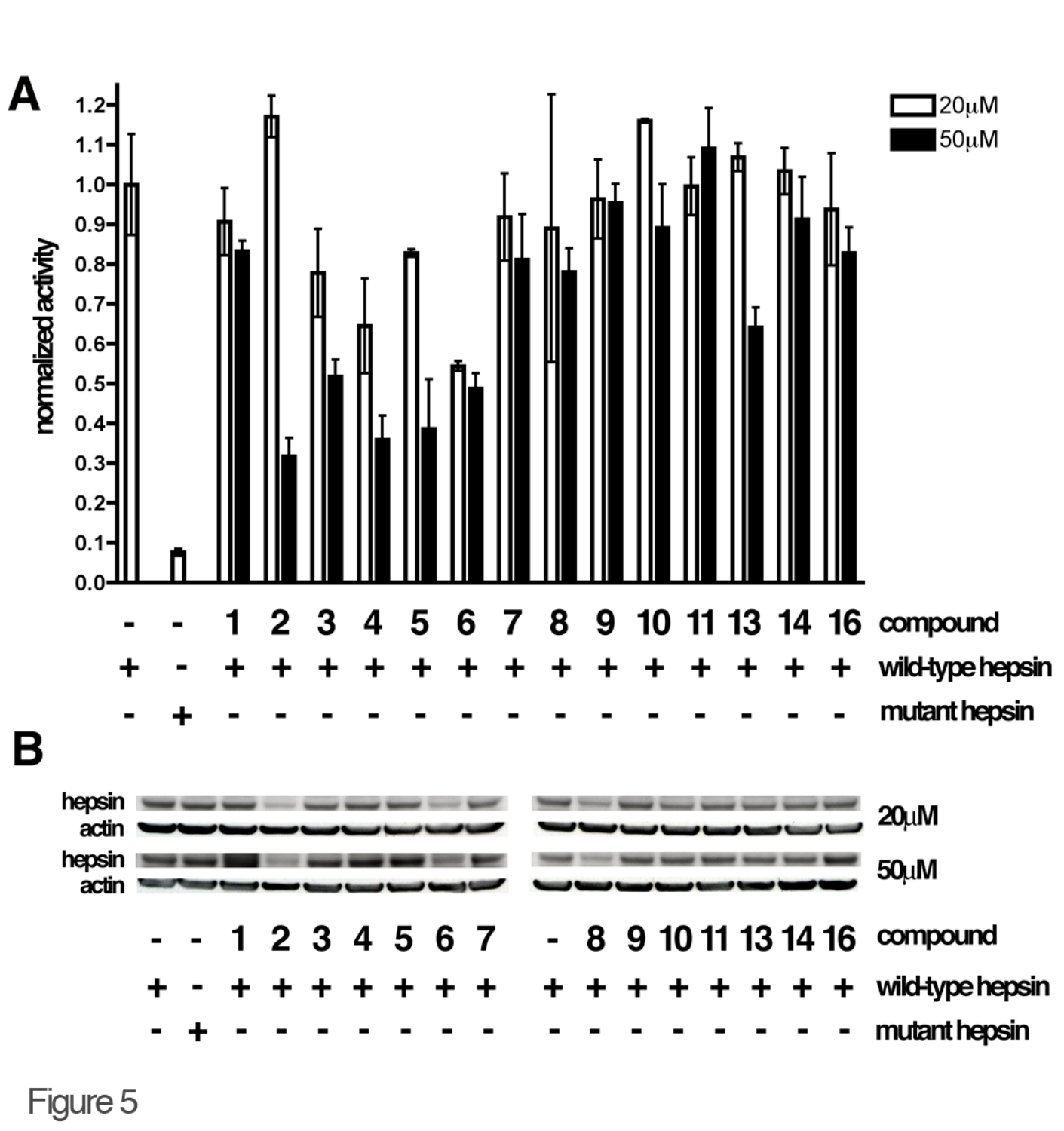A

1.2
1.1
1.0
0.9
0.8
0.7
0.6
0.5
0.4
0.3
0.2
0.1
0.0

normalized activity

20μM
50μM

- - 1 2 3 4 5 6 7 8 9 10 11 13 14 16 compound

+ - + + + + + + + + + + + + + + wild-type hepsin

- + - - - - - - - - - - - - - - mutant hepsin

B

hepsin
actin
20μM

hepsin
actin
50μM

- - 1 2 3 4 5 6 7 - 8 9 10 11 13 14 16 compound

+ - + + + + + + + + + + + + + + + wild-type hepsin

- + - - - - - - - - - - - - - - - mutant hepsin

Figure 5